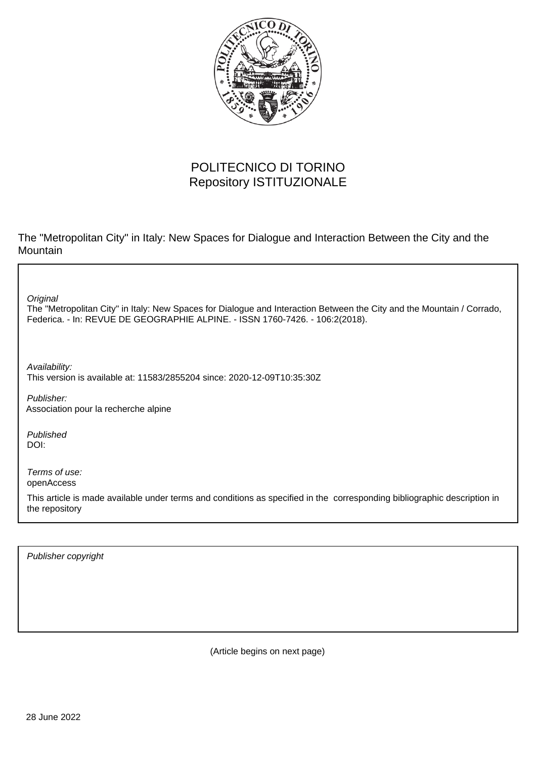POLITECNICO DI TORINO
Repository ISTITUZIONALE

The "Metropolitan City" in Italy: New Spaces for Dialogue and Interaction Between the City and the Mountain

*Original*
The "Metropolitan City" in Italy: New Spaces for Dialogue and Interaction Between the City and the Mountain / Corrado, Federica. - In: REVUE DE GEOGRAPHIE ALPINE. - ISSN 1760-7426. - 106:2(2018).

*Availability:*
This version is available at: 11583/2855204 since: 2020-12-09T10:35:30Z

*Publisher:*
Association pour la recherche alpine

*Published*
DOI:

*Terms of use:*
openAccess

This article is made available under terms and conditions as specified in the corresponding bibliographic description in the repository

*Publisher copyright*

(Article begins on next page)

28 June 2022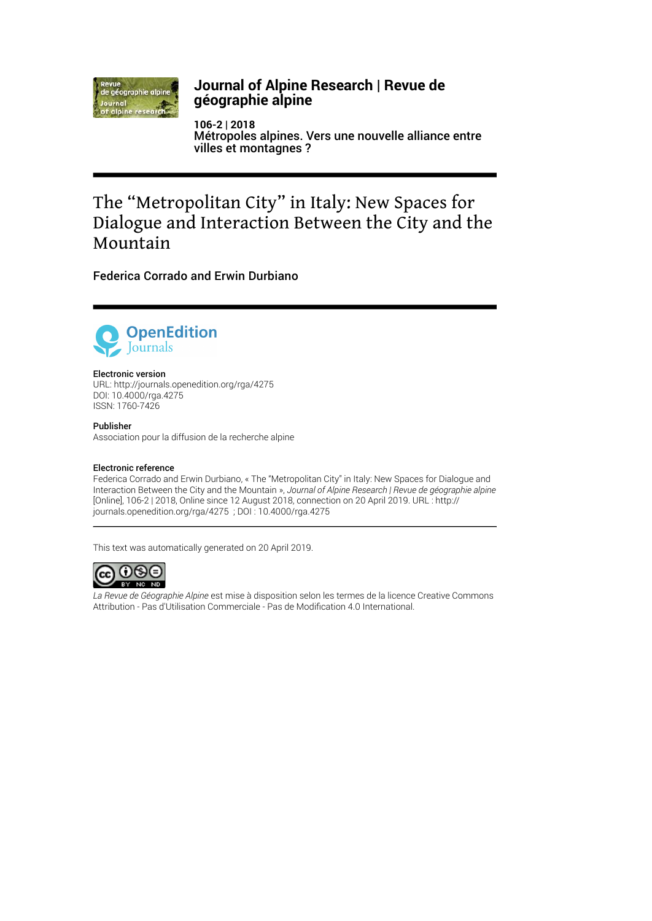**Journal of Alpine Research | Revue de géographie alpine**

**106-2 | 2018**
**Métropoles alpines. Vers une nouvelle alliance entre villes et montagnes ?**

# The "Metropolitan City" in Italy: New Spaces for Dialogue and Interaction Between the City and the Mountain

**Federica Corrado and Erwin Durbiano**

**Electronic version**
URL: http://journals.openedition.org/rga/4275
DOI: 10.4000/rga.4275
ISSN: 1760-7426

**Publisher**
Association pour la diffusion de la recherche alpine

**Electronic reference**
Federica Corrado and Erwin Durbiano, « The "Metropolitan City" in Italy: New Spaces for Dialogue and Interaction Between the City and the Mountain », *Journal of Alpine Research | Revue de géographie alpine* [Online], 106-2 | 2018, Online since 12 August 2018, connection on 20 April 2019. URL : http://journals.openedition.org/rga/4275 ; DOI : 10.4000/rga.4275

This text was automatically generated on 20 April 2019.

*La Revue de Géographie Alpine* est mise à disposition selon les termes de la licence Creative Commons Attribution - Pas d'Utilisation Commerciale - Pas de Modification 4.0 International.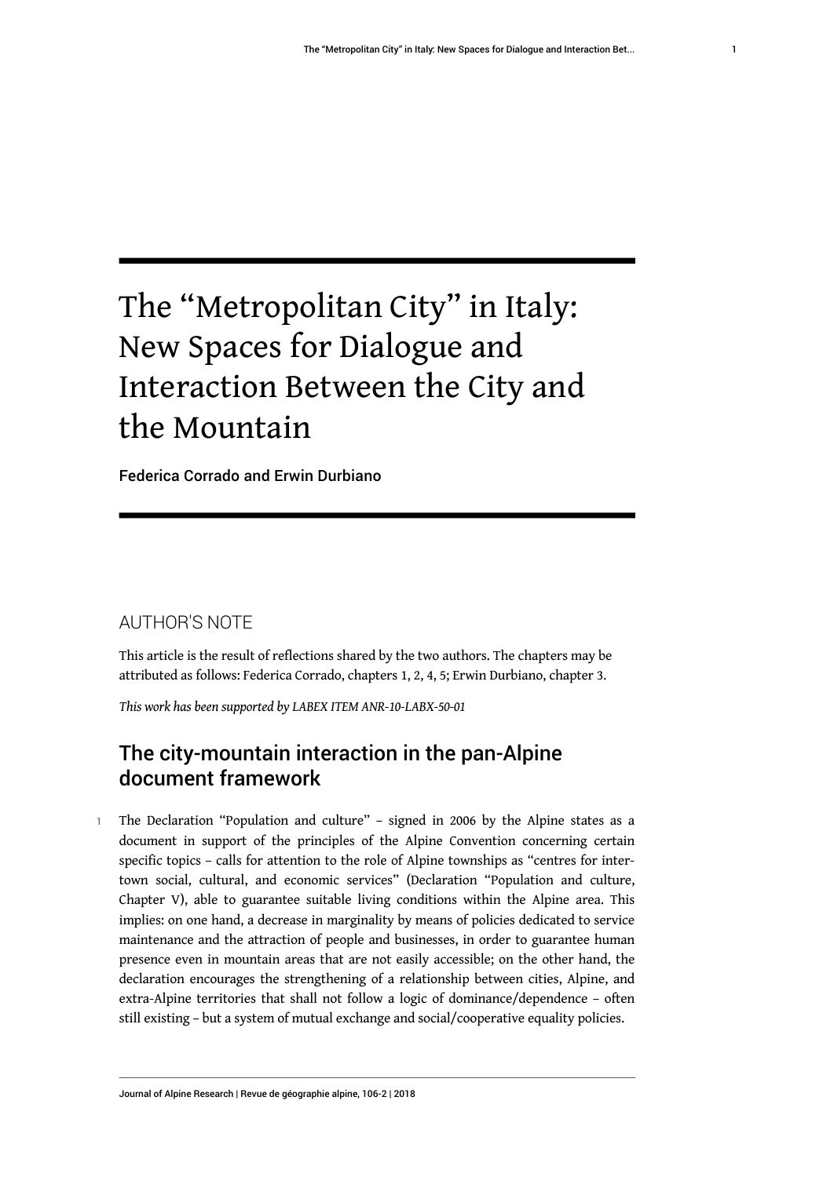# The "Metropolitan City" in Italy: New Spaces for Dialogue and Interaction Between the City and the Mountain

Federica Corrado and Erwin Durbiano

## AUTHOR'S NOTE

This article is the result of reflections shared by the two authors. The chapters may be attributed as follows: Federica Corrado, chapters 1, 2, 4, 5; Erwin Durbiano, chapter 3.

*This work has been supported by LABEX ITEM ANR-10-LABX-50-01*

## The city-mountain interaction in the pan-Alpine document framework

1 The Declaration "Population and culture" – signed in 2006 by the Alpine states as a document in support of the principles of the Alpine Convention concerning certain specific topics – calls for attention to the role of Alpine townships as "centres for inter-town social, cultural, and economic services" (Declaration "Population and culture, Chapter V), able to guarantee suitable living conditions within the Alpine area. This implies: on one hand, a decrease in marginality by means of policies dedicated to service maintenance and the attraction of people and businesses, in order to guarantee human presence even in mountain areas that are not easily accessible; on the other hand, the declaration encourages the strengthening of a relationship between cities, Alpine, and extra-Alpine territories that shall not follow a logic of dominance/dependence – often still existing – but a system of mutual exchange and social/cooperative equality policies.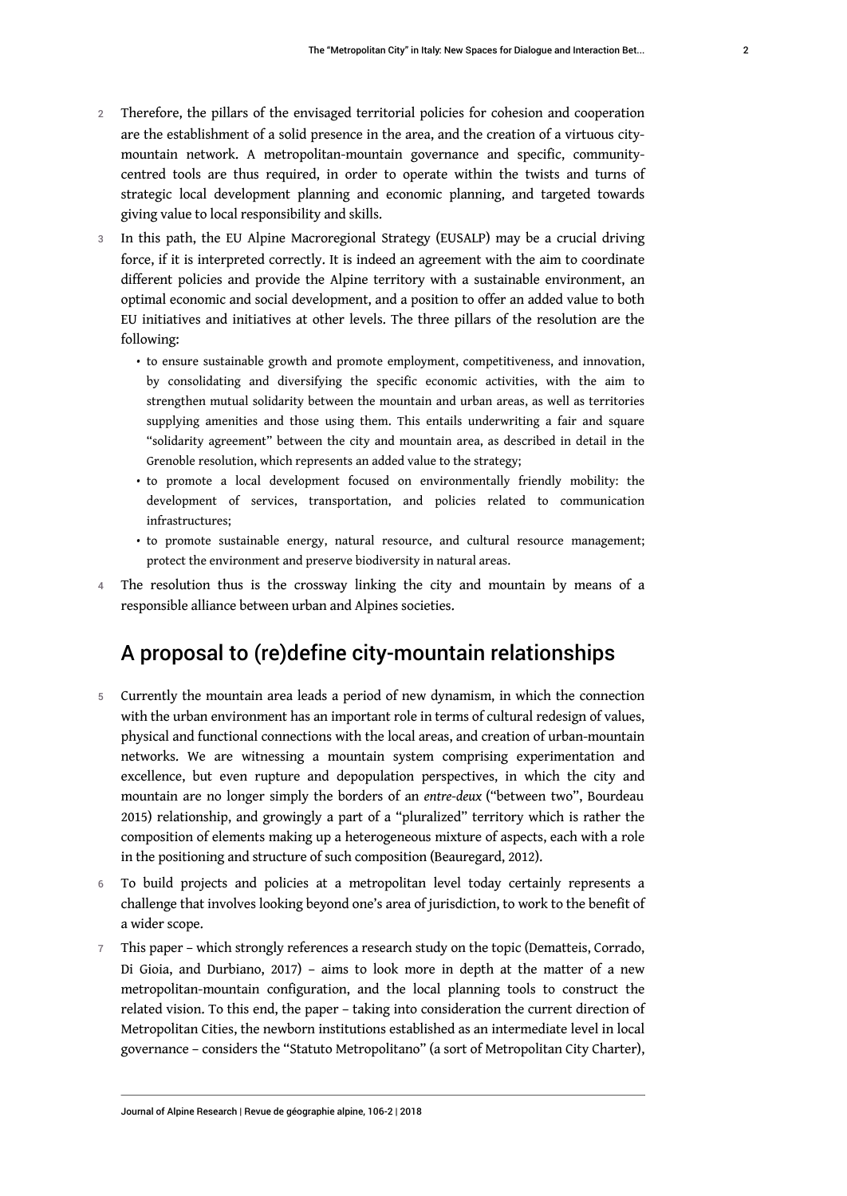2 Therefore, the pillars of the envisaged territorial policies for cohesion and cooperation are the establishment of a solid presence in the area, and the creation of a virtuous city-mountain network. A metropolitan-mountain governance and specific, community-centred tools are thus required, in order to operate within the twists and turns of strategic local development planning and economic planning, and targeted towards giving value to local responsibility and skills.

3 In this path, the EU Alpine Macroregional Strategy (EUSALP) may be a crucial driving force, if it is interpreted correctly. It is indeed an agreement with the aim to coordinate different policies and provide the Alpine territory with a sustainable environment, an optimal economic and social development, and a position to offer an added value to both EU initiatives and initiatives at other levels. The three pillars of the resolution are the following:

- to ensure sustainable growth and promote employment, competitiveness, and innovation, by consolidating and diversifying the specific economic activities, with the aim to strengthen mutual solidarity between the mountain and urban areas, as well as territories supplying amenities and those using them. This entails underwriting a fair and square "solidarity agreement" between the city and mountain area, as described in detail in the Grenoble resolution, which represents an added value to the strategy;
- to promote a local development focused on environmentally friendly mobility: the development of services, transportation, and policies related to communication infrastructures;
- to promote sustainable energy, natural resource, and cultural resource management; protect the environment and preserve biodiversity in natural areas.

4 The resolution thus is the crossway linking the city and mountain by means of a responsible alliance between urban and Alpines societies.

## A proposal to (re)define city-mountain relationships

5 Currently the mountain area leads a period of new dynamism, in which the connection with the urban environment has an important role in terms of cultural redesign of values, physical and functional connections with the local areas, and creation of urban-mountain networks. We are witnessing a mountain system comprising experimentation and excellence, but even rupture and depopulation perspectives, in which the city and mountain are no longer simply the borders of an *entre-deux* ("between two", Bourdeau 2015) relationship, and growingly a part of a "pluralized" territory which is rather the composition of elements making up a heterogeneous mixture of aspects, each with a role in the positioning and structure of such composition (Beauregard, 2012).

6 To build projects and policies at a metropolitan level today certainly represents a challenge that involves looking beyond one's area of jurisdiction, to work to the benefit of a wider scope.

7 This paper – which strongly references a research study on the topic (Dematteis, Corrado, Di Gioia, and Durbiano, 2017) – aims to look more in depth at the matter of a new metropolitan-mountain configuration, and the local planning tools to construct the related vision. To this end, the paper – taking into consideration the current direction of Metropolitan Cities, the newborn institutions established as an intermediate level in local governance – considers the "Statuto Metropolitano" (a sort of Metropolitan City Charter),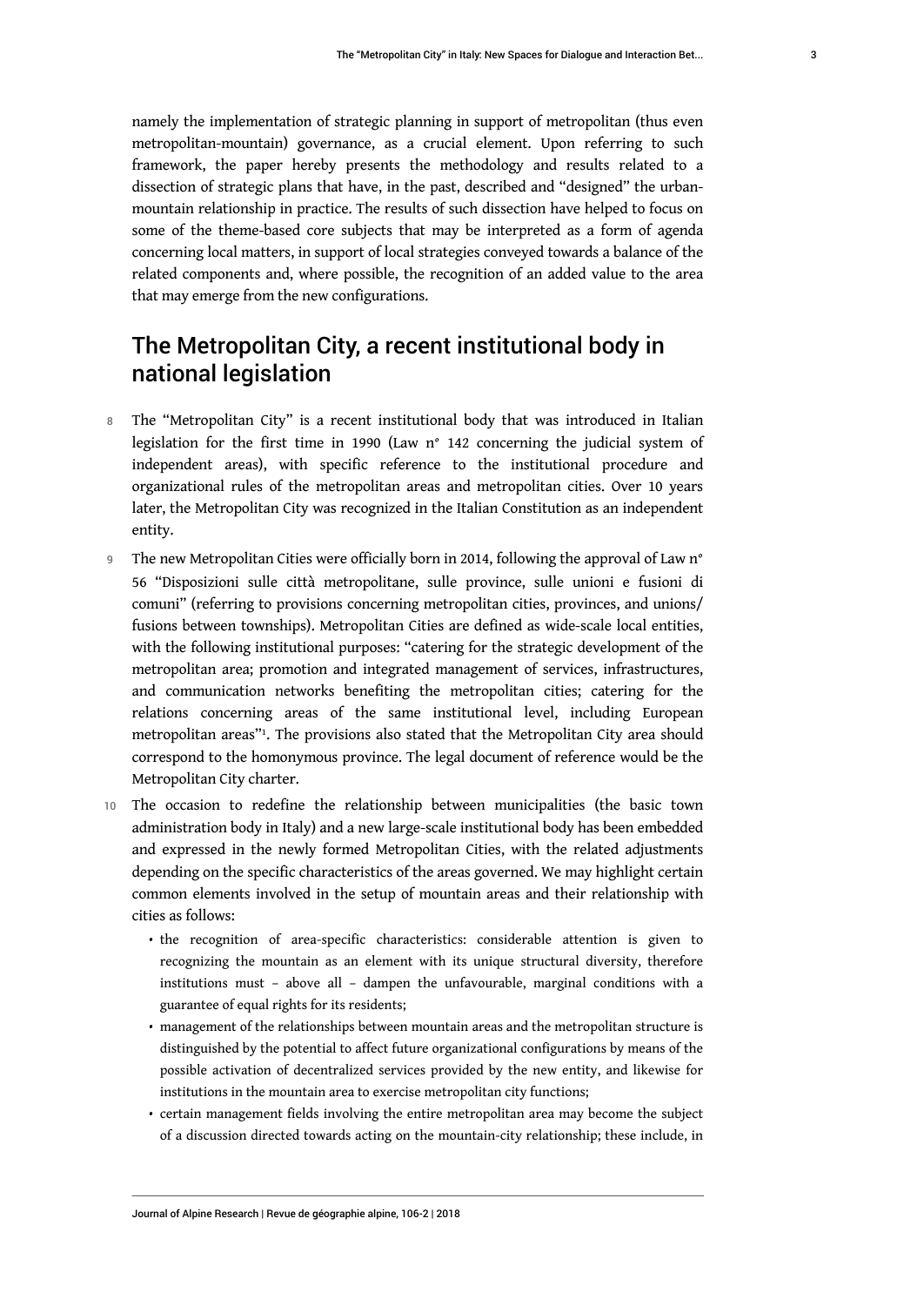namely the implementation of strategic planning in support of metropolitan (thus even metropolitan-mountain) governance, as a crucial element. Upon referring to such framework, the paper hereby presents the methodology and results related to a dissection of strategic plans that have, in the past, described and "designed" the urban-mountain relationship in practice. The results of such dissection have helped to focus on some of the theme-based core subjects that may be interpreted as a form of agenda concerning local matters, in support of local strategies conveyed towards a balance of the related components and, where possible, the recognition of an added value to the area that may emerge from the new configurations.

## The Metropolitan City, a recent institutional body in national legislation

8 The "Metropolitan City" is a recent institutional body that was introduced in Italian legislation for the first time in 1990 (Law n° 142 concerning the judicial system of independent areas), with specific reference to the institutional procedure and organizational rules of the metropolitan areas and metropolitan cities. Over 10 years later, the Metropolitan City was recognized in the Italian Constitution as an independent entity.

9 The new Metropolitan Cities were officially born in 2014, following the approval of Law n° 56 "Disposizioni sulle città metropolitane, sulle province, sulle unioni e fusioni di comuni" (referring to provisions concerning metropolitan cities, provinces, and unions/fusions between townships). Metropolitan Cities are defined as wide-scale local entities, with the following institutional purposes: "catering for the strategic development of the metropolitan area; promotion and integrated management of services, infrastructures, and communication networks benefiting the metropolitan cities; catering for the relations concerning areas of the same institutional level, including European metropolitan areas"[1]. The provisions also stated that the Metropolitan City area should correspond to the homonymous province. The legal document of reference would be the Metropolitan City charter.

10 The occasion to redefine the relationship between municipalities (the basic town administration body in Italy) and a new large-scale institutional body has been embedded and expressed in the newly formed Metropolitan Cities, with the related adjustments depending on the specific characteristics of the areas governed. We may highlight certain common elements involved in the setup of mountain areas and their relationship with cities as follows:

- the recognition of area-specific characteristics: considerable attention is given to recognizing the mountain as an element with its unique structural diversity, therefore institutions must – above all – dampen the unfavourable, marginal conditions with a guarantee of equal rights for its residents;
- management of the relationships between mountain areas and the metropolitan structure is distinguished by the potential to affect future organizational configurations by means of the possible activation of decentralized services provided by the new entity, and likewise for institutions in the mountain area to exercise metropolitan city functions;
- certain management fields involving the entire metropolitan area may become the subject of a discussion directed towards acting on the mountain-city relationship; these include, in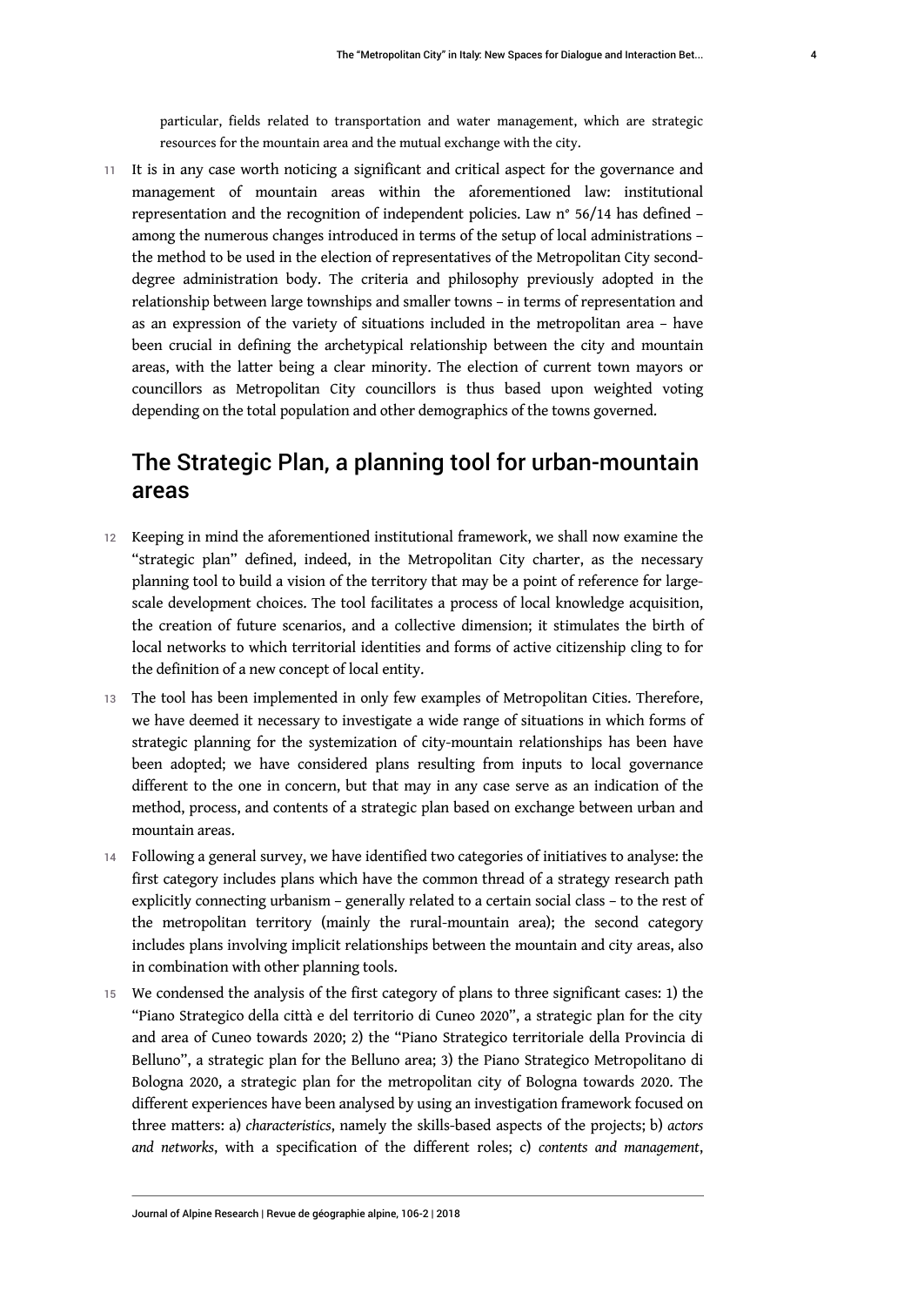particular, fields related to transportation and water management, which are strategic resources for the mountain area and the mutual exchange with the city.

11 It is in any case worth noticing a significant and critical aspect for the governance and management of mountain areas within the aforementioned law: institutional representation and the recognition of independent policies. Law n° 56/14 has defined – among the numerous changes introduced in terms of the setup of local administrations – the method to be used in the election of representatives of the Metropolitan City second-degree administration body. The criteria and philosophy previously adopted in the relationship between large townships and smaller towns – in terms of representation and as an expression of the variety of situations included in the metropolitan area – have been crucial in defining the archetypical relationship between the city and mountain areas, with the latter being a clear minority. The election of current town mayors or councillors as Metropolitan City councillors is thus based upon weighted voting depending on the total population and other demographics of the towns governed.

## The Strategic Plan, a planning tool for urban-mountain areas

12 Keeping in mind the aforementioned institutional framework, we shall now examine the "strategic plan" defined, indeed, in the Metropolitan City charter, as the necessary planning tool to build a vision of the territory that may be a point of reference for large-scale development choices. The tool facilitates a process of local knowledge acquisition, the creation of future scenarios, and a collective dimension; it stimulates the birth of local networks to which territorial identities and forms of active citizenship cling to for the definition of a new concept of local entity.

13 The tool has been implemented in only few examples of Metropolitan Cities. Therefore, we have deemed it necessary to investigate a wide range of situations in which forms of strategic planning for the systemization of city-mountain relationships has been have been adopted; we have considered plans resulting from inputs to local governance different to the one in concern, but that may in any case serve as an indication of the method, process, and contents of a strategic plan based on exchange between urban and mountain areas.

14 Following a general survey, we have identified two categories of initiatives to analyse: the first category includes plans which have the common thread of a strategy research path explicitly connecting urbanism – generally related to a certain social class – to the rest of the metropolitan territory (mainly the rural-mountain area); the second category includes plans involving implicit relationships between the mountain and city areas, also in combination with other planning tools.

15 We condensed the analysis of the first category of plans to three significant cases: 1) the "Piano Strategico della città e del territorio di Cuneo 2020", a strategic plan for the city and area of Cuneo towards 2020; 2) the "Piano Strategico territoriale della Provincia di Belluno", a strategic plan for the Belluno area; 3) the Piano Strategico Metropolitano di Bologna 2020, a strategic plan for the metropolitan city of Bologna towards 2020. The different experiences have been analysed by using an investigation framework focused on three matters: a) *characteristics*, namely the skills-based aspects of the projects; b) *actors and networks*, with a specification of the different roles; c) *contents and management*,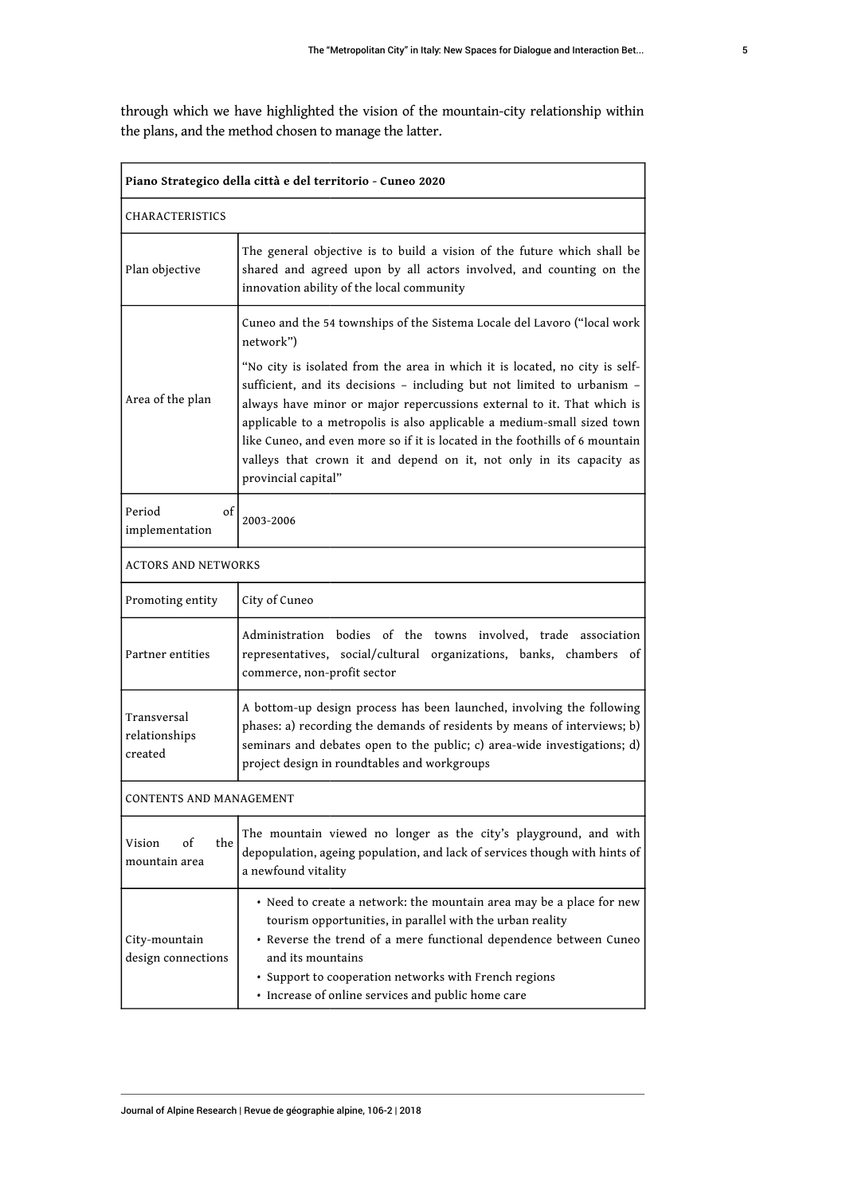through which we have highlighted the vision of the mountain-city relationship within the plans, and the method chosen to manage the latter.

| **Piano Strategico della città e del territorio - Cuneo 2020** | |
|---|---|
| CHARACTERISTICS | |
| Plan objective | The general objective is to build a vision of the future which shall be shared and agreed upon by all actors involved, and counting on the innovation ability of the local community |
| Area of the plan | Cuneo and the 54 townships of the Sistema Locale del Lavoro ("local work network")<br><br>"No city is isolated from the area in which it is located, no city is self-sufficient, and its decisions – including but not limited to urbanism – always have minor or major repercussions external to it. That which is applicable to a metropolis is also applicable a medium-small sized town like Cuneo, and even more so if it is located in the foothills of 6 mountain valleys that crown it and depend on it, not only in its capacity as provincial capital" |
| Period of implementation | 2003-2006 |
| ACTORS AND NETWORKS | |
| Promoting entity | City of Cuneo |
| Partner entities | Administration bodies of the towns involved, trade association representatives, social/cultural organizations, banks, chambers of commerce, non-profit sector |
| Transversal relationships created | A bottom-up design process has been launched, involving the following phases: a) recording the demands of residents by means of interviews; b) seminars and debates open to the public; c) area-wide investigations; d) project design in roundtables and workgroups |
| CONTENTS AND MANAGEMENT | |
| Vision of the mountain area | The mountain viewed no longer as the city's playground, and with depopulation, ageing population, and lack of services though with hints of a newfound vitality |
| City-mountain design connections | • Need to create a network: the mountain area may be a place for new tourism opportunities, in parallel with the urban reality<br>• Reverse the trend of a mere functional dependence between Cuneo and its mountains<br>• Support to cooperation networks with French regions<br>• Increase of online services and public home care |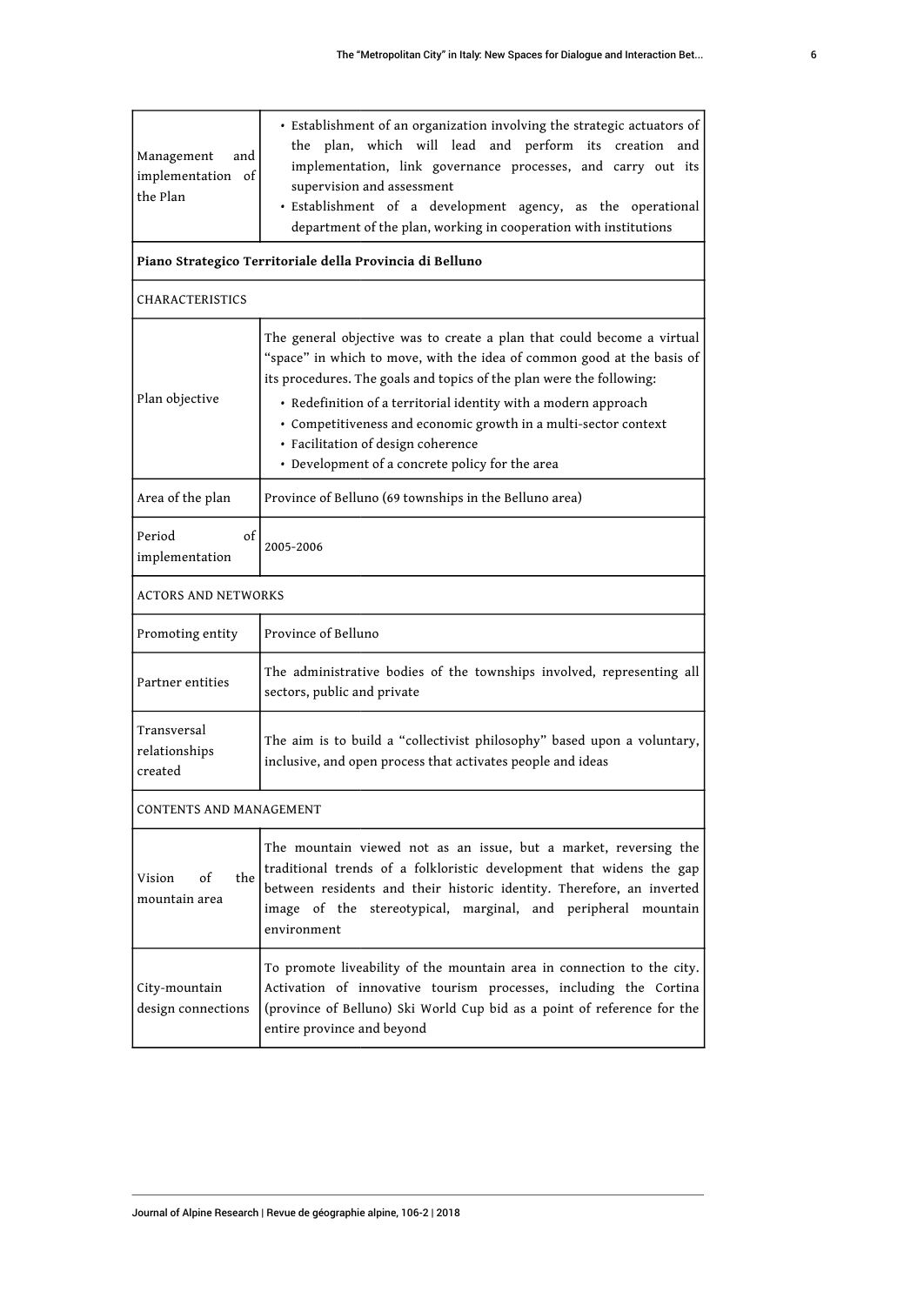| | |
|---|---|
| Management and implementation of the Plan | • Establishment of an organization involving the strategic actuators of the plan, which will lead and perform its creation and implementation, link governance processes, and carry out its supervision and assessment<br>• Establishment of a development agency, as the operational department of the plan, working in cooperation with institutions |
| **Piano Strategico Territoriale della Provincia di Belluno** | |
| CHARACTERISTICS | |
| Plan objective | The general objective was to create a plan that could become a virtual "space" in which to move, with the idea of common good at the basis of its procedures. The goals and topics of the plan were the following:<br>• Redefinition of a territorial identity with a modern approach<br>• Competitiveness and economic growth in a multi-sector context<br>• Facilitation of design coherence<br>• Development of a concrete policy for the area |
| Area of the plan | Province of Belluno (69 townships in the Belluno area) |
| Period of implementation | 2005-2006 |
| ACTORS AND NETWORKS | |
| Promoting entity | Province of Belluno |
| Partner entities | The administrative bodies of the townships involved, representing all sectors, public and private |
| Transversal relationships created | The aim is to build a "collectivist philosophy" based upon a voluntary, inclusive, and open process that activates people and ideas |
| CONTENTS AND MANAGEMENT | |
| Vision of the mountain area | The mountain viewed not as an issue, but a market, reversing the traditional trends of a folkloristic development that widens the gap between residents and their historic identity. Therefore, an inverted image of the stereotypical, marginal, and peripheral mountain environment |
| City-mountain design connections | To promote liveability of the mountain area in connection to the city. Activation of innovative tourism processes, including the Cortina (province of Belluno) Ski World Cup bid as a point of reference for the entire province and beyond |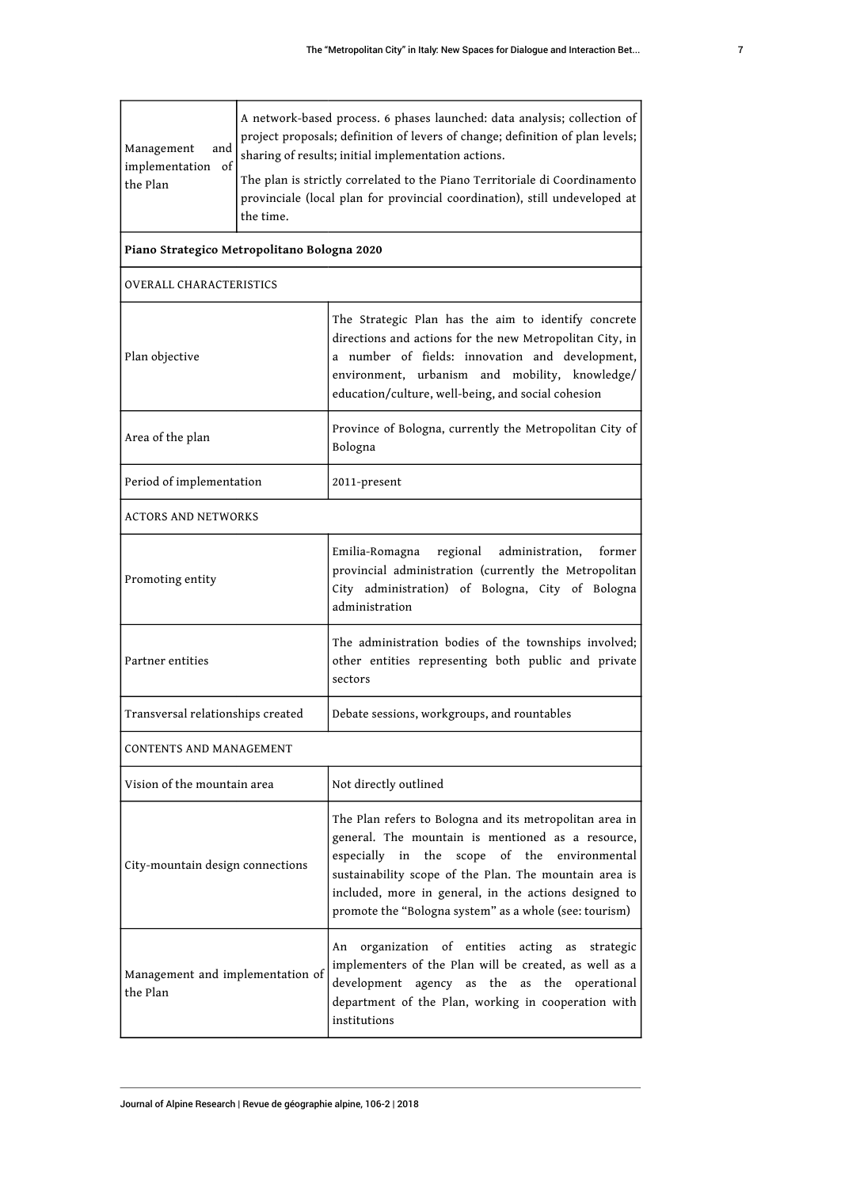| | |
|---|---|
| Management and implementation of the Plan | A network-based process. 6 phases launched: data analysis; collection of project proposals; definition of levers of change; definition of plan levels; sharing of results; initial implementation actions. The plan is strictly correlated to the Piano Territoriale di Coordinamento provinciale (local plan for provincial coordination), still undeveloped at the time. |
| **Piano Strategico Metropolitano Bologna 2020** | |
| OVERALL CHARACTERISTICS | |
| Plan objective | The Strategic Plan has the aim to identify concrete directions and actions for the new Metropolitan City, in a number of fields: innovation and development, environment, urbanism and mobility, knowledge/ education/culture, well-being, and social cohesion |
| Area of the plan | Province of Bologna, currently the Metropolitan City of Bologna |
| Period of implementation | 2011-present |
| ACTORS AND NETWORKS | |
| Promoting entity | Emilia-Romagna regional administration, former provincial administration (currently the Metropolitan City administration) of Bologna, City of Bologna administration |
| Partner entities | The administration bodies of the townships involved; other entities representing both public and private sectors |
| Transversal relationships created | Debate sessions, workgroups, and rountables |
| CONTENTS AND MANAGEMENT | |
| Vision of the mountain area | Not directly outlined |
| City-mountain design connections | The Plan refers to Bologna and its metropolitan area in general. The mountain is mentioned as a resource, especially in the scope of the environmental sustainability scope of the Plan. The mountain area is included, more in general, in the actions designed to promote the "Bologna system" as a whole (see: tourism) |
| Management and implementation of the Plan | An organization of entities acting as strategic implementers of the Plan will be created, as well as a development agency as the as the operational department of the Plan, working in cooperation with institutions |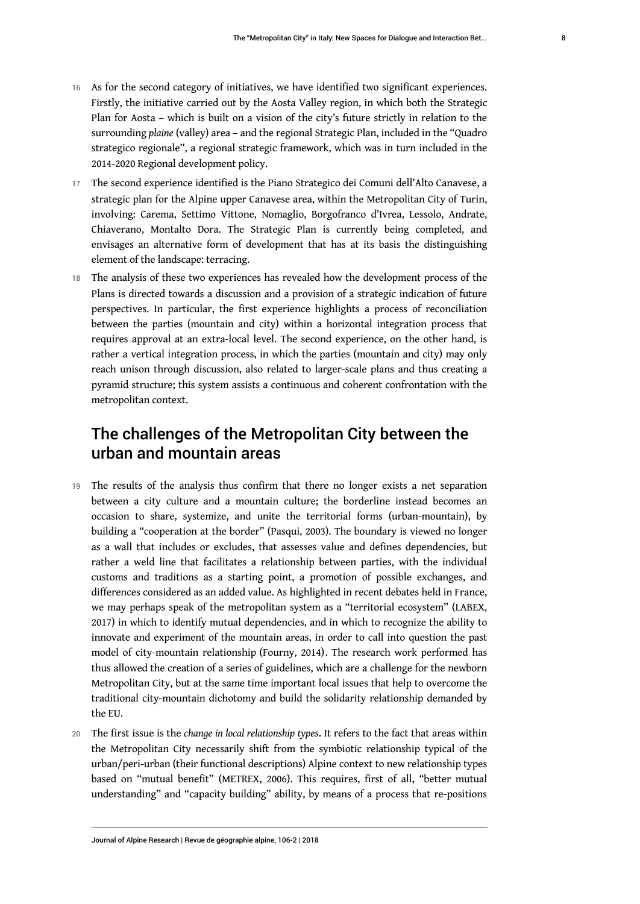16 As for the second category of initiatives, we have identified two significant experiences. Firstly, the initiative carried out by the Aosta Valley region, in which both the Strategic Plan for Aosta – which is built on a vision of the city's future strictly in relation to the surrounding *plaine* (valley) area – and the regional Strategic Plan, included in the "Quadro strategico regionale", a regional strategic framework, which was in turn included in the 2014-2020 Regional development policy.

17 The second experience identified is the Piano Strategico dei Comuni dell'Alto Canavese, a strategic plan for the Alpine upper Canavese area, within the Metropolitan City of Turin, involving: Carema, Settimo Vittone, Nomaglio, Borgofranco d'Ivrea, Lessolo, Andrate, Chiaverano, Montalto Dora. The Strategic Plan is currently being completed, and envisages an alternative form of development that has at its basis the distinguishing element of the landscape: terracing.

18 The analysis of these two experiences has revealed how the development process of the Plans is directed towards a discussion and a provision of a strategic indication of future perspectives. In particular, the first experience highlights a process of reconciliation between the parties (mountain and city) within a horizontal integration process that requires approval at an extra-local level. The second experience, on the other hand, is rather a vertical integration process, in which the parties (mountain and city) may only reach unison through discussion, also related to larger-scale plans and thus creating a pyramid structure; this system assists a continuous and coherent confrontation with the metropolitan context.

## The challenges of the Metropolitan City between the urban and mountain areas

19 The results of the analysis thus confirm that there no longer exists a net separation between a city culture and a mountain culture; the borderline instead becomes an occasion to share, systemize, and unite the territorial forms (urban-mountain), by building a "cooperation at the border" (Pasqui, 2003). The boundary is viewed no longer as a wall that includes or excludes, that assesses value and defines dependencies, but rather a weld line that facilitates a relationship between parties, with the individual customs and traditions as a starting point, a promotion of possible exchanges, and differences considered as an added value. As highlighted in recent debates held in France, we may perhaps speak of the metropolitan system as a "territorial ecosystem" (LABEX, 2017) in which to identify mutual dependencies, and in which to recognize the ability to innovate and experiment of the mountain areas, in order to call into question the past model of city-mountain relationship (Fourny, 2014). The research work performed has thus allowed the creation of a series of guidelines, which are a challenge for the newborn Metropolitan City, but at the same time important local issues that help to overcome the traditional city-mountain dichotomy and build the solidarity relationship demanded by the EU.

20 The first issue is the *change in local relationship types*. It refers to the fact that areas within the Metropolitan City necessarily shift from the symbiotic relationship typical of the urban/peri-urban (their functional descriptions) Alpine context to new relationship types based on "mutual benefit" (METREX, 2006). This requires, first of all, "better mutual understanding" and "capacity building" ability, by means of a process that re-positions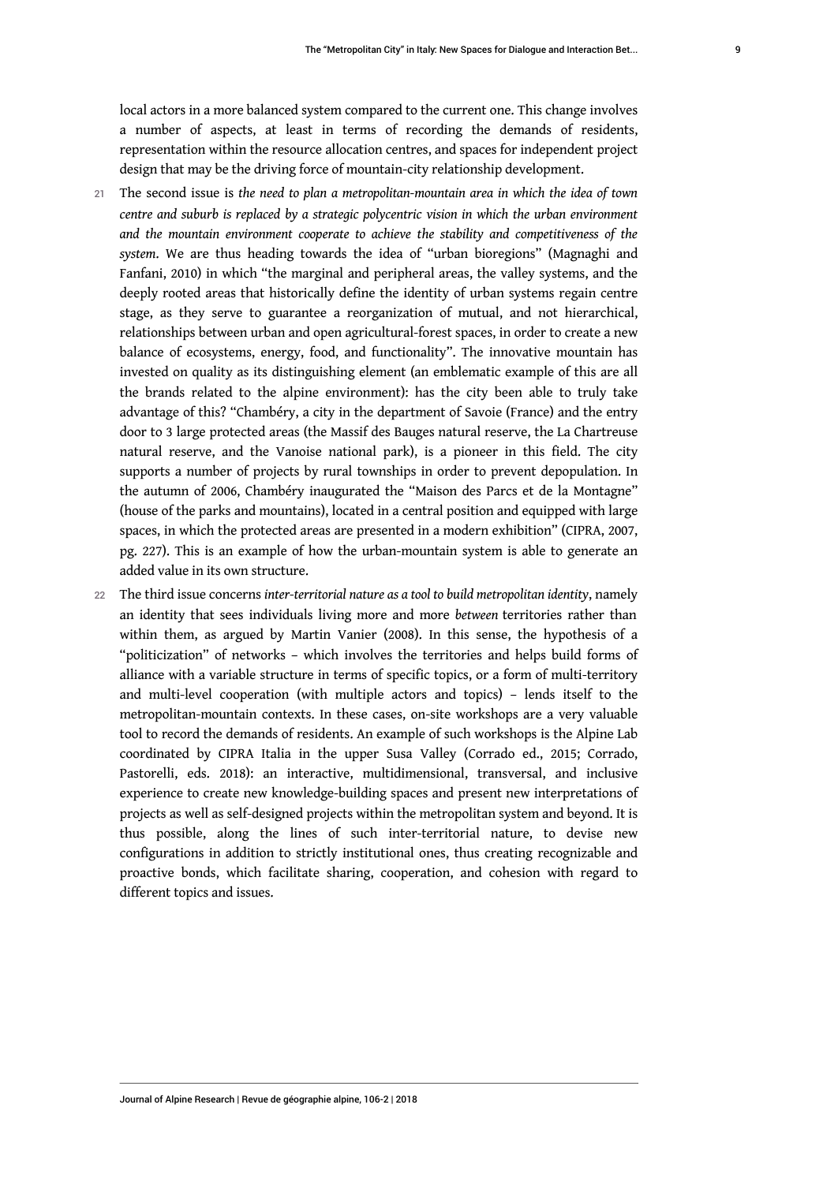local actors in a more balanced system compared to the current one. This change involves a number of aspects, at least in terms of recording the demands of residents, representation within the resource allocation centres, and spaces for independent project design that may be the driving force of mountain-city relationship development.

21 The second issue is *the need to plan a metropolitan-mountain area in which the idea of town centre and suburb is replaced by a strategic polycentric vision in which the urban environment and the mountain environment cooperate to achieve the stability and competitiveness of the system*. We are thus heading towards the idea of "urban bioregions" (Magnaghi and Fanfani, 2010) in which "the marginal and peripheral areas, the valley systems, and the deeply rooted areas that historically define the identity of urban systems regain centre stage, as they serve to guarantee a reorganization of mutual, and not hierarchical, relationships between urban and open agricultural-forest spaces, in order to create a new balance of ecosystems, energy, food, and functionality". The innovative mountain has invested on quality as its distinguishing element (an emblematic example of this are all the brands related to the alpine environment): has the city been able to truly take advantage of this? "Chambéry, a city in the department of Savoie (France) and the entry door to 3 large protected areas (the Massif des Bauges natural reserve, the La Chartreuse natural reserve, and the Vanoise national park), is a pioneer in this field. The city supports a number of projects by rural townships in order to prevent depopulation. In the autumn of 2006, Chambéry inaugurated the "Maison des Parcs et de la Montagne" (house of the parks and mountains), located in a central position and equipped with large spaces, in which the protected areas are presented in a modern exhibition" (CIPRA, 2007, pg. 227). This is an example of how the urban-mountain system is able to generate an added value in its own structure.

22 The third issue concerns *inter-territorial nature as a tool to build metropolitan identity*, namely an identity that sees individuals living more and more *between* territories rather than within them, as argued by Martin Vanier (2008). In this sense, the hypothesis of a "politicization" of networks – which involves the territories and helps build forms of alliance with a variable structure in terms of specific topics, or a form of multi-territory and multi-level cooperation (with multiple actors and topics) – lends itself to the metropolitan-mountain contexts. In these cases, on-site workshops are a very valuable tool to record the demands of residents. An example of such workshops is the Alpine Lab coordinated by CIPRA Italia in the upper Susa Valley (Corrado ed., 2015; Corrado, Pastorelli, eds. 2018): an interactive, multidimensional, transversal, and inclusive experience to create new knowledge-building spaces and present new interpretations of projects as well as self-designed projects within the metropolitan system and beyond. It is thus possible, along the lines of such inter-territorial nature, to devise new configurations in addition to strictly institutional ones, thus creating recognizable and proactive bonds, which facilitate sharing, cooperation, and cohesion with regard to different topics and issues.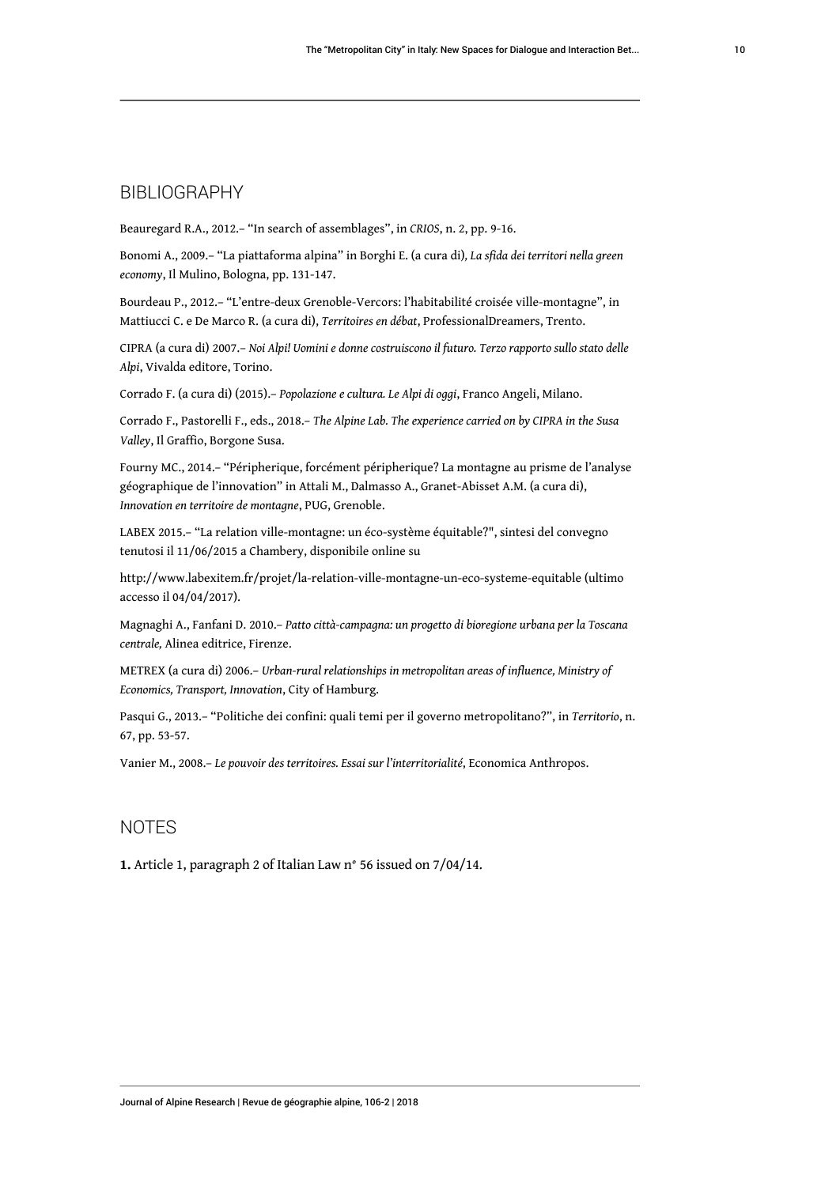## BIBLIOGRAPHY

Beauregard R.A., 2012.– "In search of assemblages", in *CRIOS*, n. 2, pp. 9-16.

Bonomi A., 2009.– "La piattaforma alpina" in Borghi E. (a cura di), *La sfida dei territori nella green economy*, Il Mulino, Bologna, pp. 131-147.

Bourdeau P., 2012.– "L'entre-deux Grenoble-Vercors: l'habitabilité croisée ville-montagne", in Mattiucci C. e De Marco R. (a cura di), *Territoires en débat*, ProfessionalDreamers, Trento.

CIPRA (a cura di) 2007.– *Noi Alpi! Uomini e donne costruiscono il futuro. Terzo rapporto sullo stato delle Alpi*, Vivalda editore, Torino.

Corrado F. (a cura di) (2015).– *Popolazione e cultura. Le Alpi di oggi*, Franco Angeli, Milano.

Corrado F., Pastorelli F., eds., 2018.– *The Alpine Lab. The experience carried on by CIPRA in the Susa Valley*, Il Graffio, Borgone Susa.

Fourny MC., 2014.– "Péripherique, forcément péripherique? La montagne au prisme de l'analyse géographique de l'innovation" in Attali M., Dalmasso A., Granet-Abisset A.M. (a cura di), *Innovation en territoire de montagne*, PUG, Grenoble.

LABEX 2015.– "La relation ville-montagne: un éco-système équitable?", sintesi del convegno tenutosi il 11/06/2015 a Chambery, disponibile online su

http://www.labexitem.fr/projet/la-relation-ville-montagne-un-eco-systeme-equitable (ultimo accesso il 04/04/2017).

Magnaghi A., Fanfani D. 2010.– *Patto città-campagna: un progetto di bioregione urbana per la Toscana centrale,* Alinea editrice, Firenze.

METREX (a cura di) 2006.– *Urban-rural relationships in metropolitan areas of influence, Ministry of Economics, Transport, Innovation*, City of Hamburg.

Pasqui G., 2013.– "Politiche dei confini: quali temi per il governo metropolitano?", in *Territorio*, n. 67, pp. 53-57.

Vanier M., 2008.– *Le pouvoir des territoires. Essai sur l'interritorialité*, Economica Anthropos.

## NOTES

**1.** Article 1, paragraph 2 of Italian Law n° 56 issued on 7/04/14.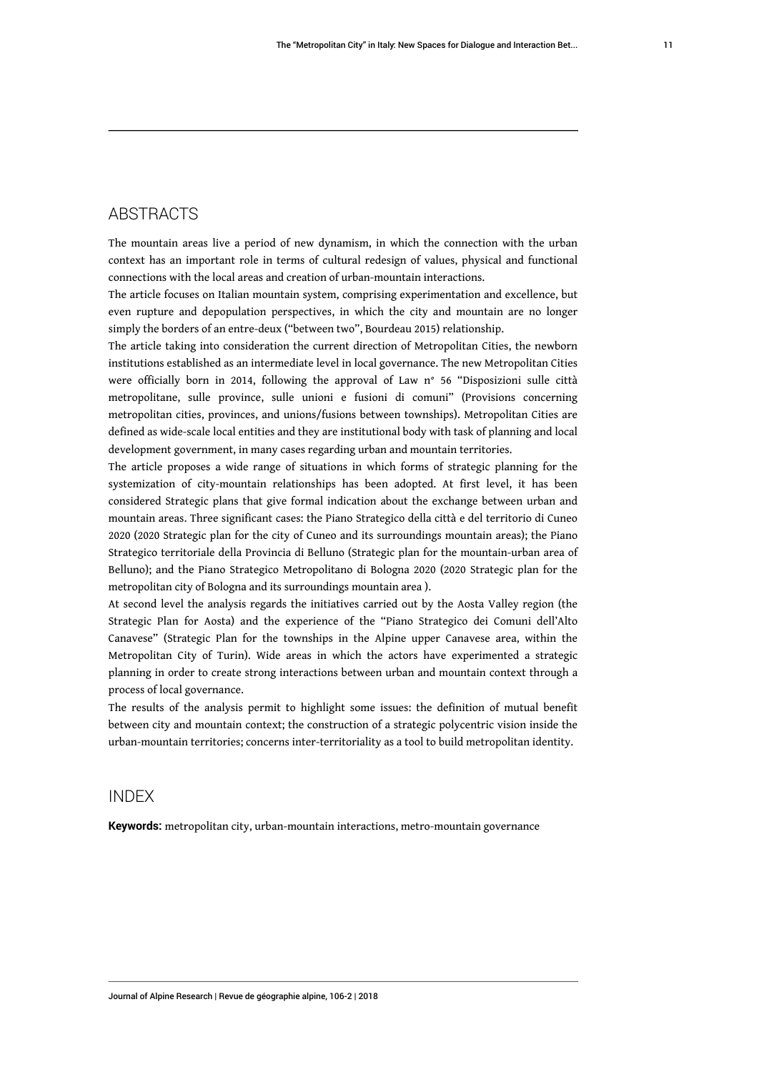## ABSTRACTS

The mountain areas live a period of new dynamism, in which the connection with the urban context has an important role in terms of cultural redesign of values, physical and functional connections with the local areas and creation of urban-mountain interactions.

The article focuses on Italian mountain system, comprising experimentation and excellence, but even rupture and depopulation perspectives, in which the city and mountain are no longer simply the borders of an entre-deux ("between two", Bourdeau 2015) relationship.

The article taking into consideration the current direction of Metropolitan Cities, the newborn institutions established as an intermediate level in local governance. The new Metropolitan Cities were officially born in 2014, following the approval of Law n° 56 "Disposizioni sulle città metropolitane, sulle province, sulle unioni e fusioni di comuni" (Provisions concerning metropolitan cities, provinces, and unions/fusions between townships). Metropolitan Cities are defined as wide-scale local entities and they are institutional body with task of planning and local development government, in many cases regarding urban and mountain territories.

The article proposes a wide range of situations in which forms of strategic planning for the systemization of city-mountain relationships has been adopted. At first level, it has been considered Strategic plans that give formal indication about the exchange between urban and mountain areas. Three significant cases: the Piano Strategico della città e del territorio di Cuneo 2020 (2020 Strategic plan for the city of Cuneo and its surroundings mountain areas); the Piano Strategico territoriale della Provincia di Belluno (Strategic plan for the mountain-urban area of Belluno); and the Piano Strategico Metropolitano di Bologna 2020 (2020 Strategic plan for the metropolitan city of Bologna and its surroundings mountain area ).

At second level the analysis regards the initiatives carried out by the Aosta Valley region (the Strategic Plan for Aosta) and the experience of the "Piano Strategico dei Comuni dell'Alto Canavese" (Strategic Plan for the townships in the Alpine upper Canavese area, within the Metropolitan City of Turin). Wide areas in which the actors have experimented a strategic planning in order to create strong interactions between urban and mountain context through a process of local governance.

The results of the analysis permit to highlight some issues: the definition of mutual benefit between city and mountain context; the construction of a strategic polycentric vision inside the urban-mountain territories; concerns inter-territoriality as a tool to build metropolitan identity.

## INDEX

**Keywords:** metropolitan city, urban-mountain interactions, metro-mountain governance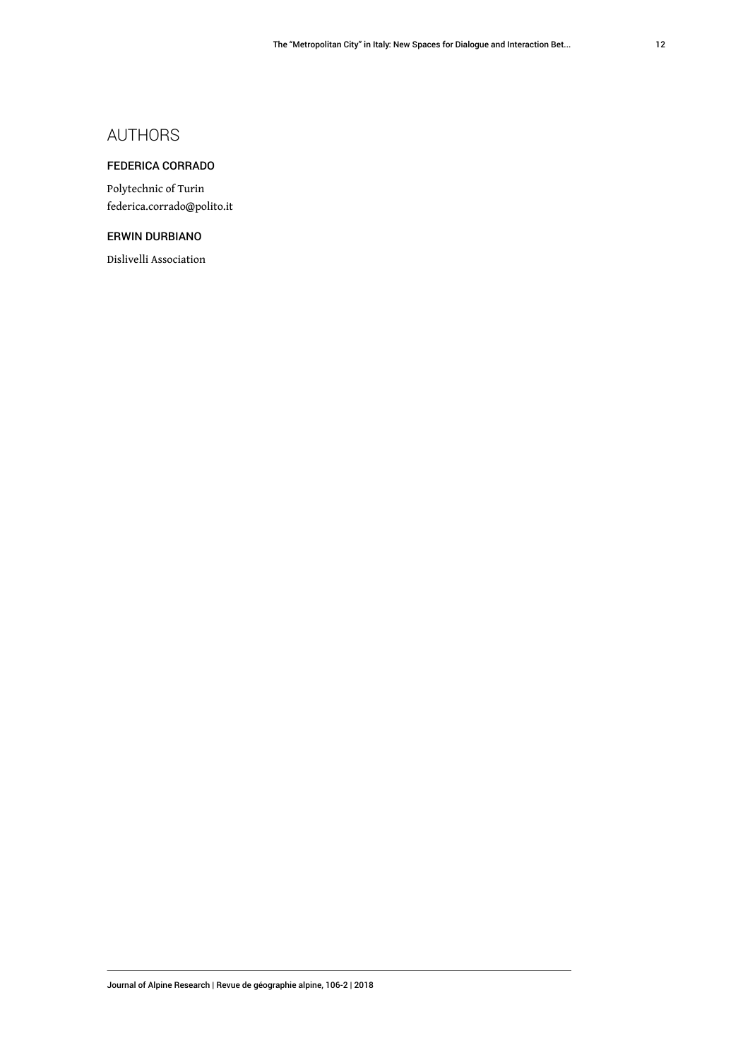## AUTHORS

### FEDERICA CORRADO

Polytechnic of Turin
federica.corrado@polito.it

### ERWIN DURBIANO

Dislivelli Association